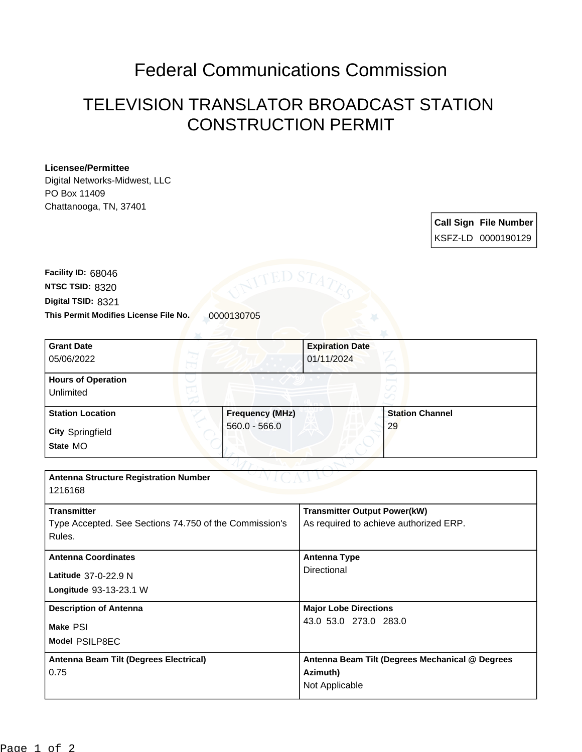# Federal Communications Commission

## TELEVISION TRANSLATOR BROADCAST STATION CONSTRUCTION PERMIT

**Licensee/Permittee**
Digital Networks-Midwest, LLC
PO Box 11409
Chattanooga, TN, 37401

| Call Sign | File Number |
| --- | --- |
| KSFZ-LD | 0000190129 |

**Facility ID:** 68046
**NTSC TSID:** 8320
**Digital TSID:** 8321
**This Permit Modifies License File No.** 0000130705

| Grant Date | Expiration Date |
| --- | --- |
| 05/06/2022 | 01/11/2024 |

| Hours of Operation |
| --- |
| Unlimited |

| Station Location | Frequency (MHz) | Station Channel |
| --- | --- | --- |
| City Springfield<br>State MO | 560.0 - 566.0 | 29 |

| Antenna Structure Registration Number | |
| --- | --- |
| 1216168 | |
| **Transmitter** | **Transmitter Output Power(kW)** |
| Type Accepted. See Sections 74.750 of the Commission's Rules. | As required to achieve authorized ERP. |
| **Antenna Coordinates** | **Antenna Type** |
| Latitude 37-0-22.9 N<br>Longitude 93-13-23.1 W | Directional |
| **Description of Antenna** | **Major Lobe Directions** |
| Make PSI<br>Model PSILP8EC | 43.0 53.0 273.0 283.0 |
| **Antenna Beam Tilt (Degrees Electrical)** | **Antenna Beam Tilt (Degrees Mechanical @ Degrees Azimuth)** |
| 0.75 | Not Applicable |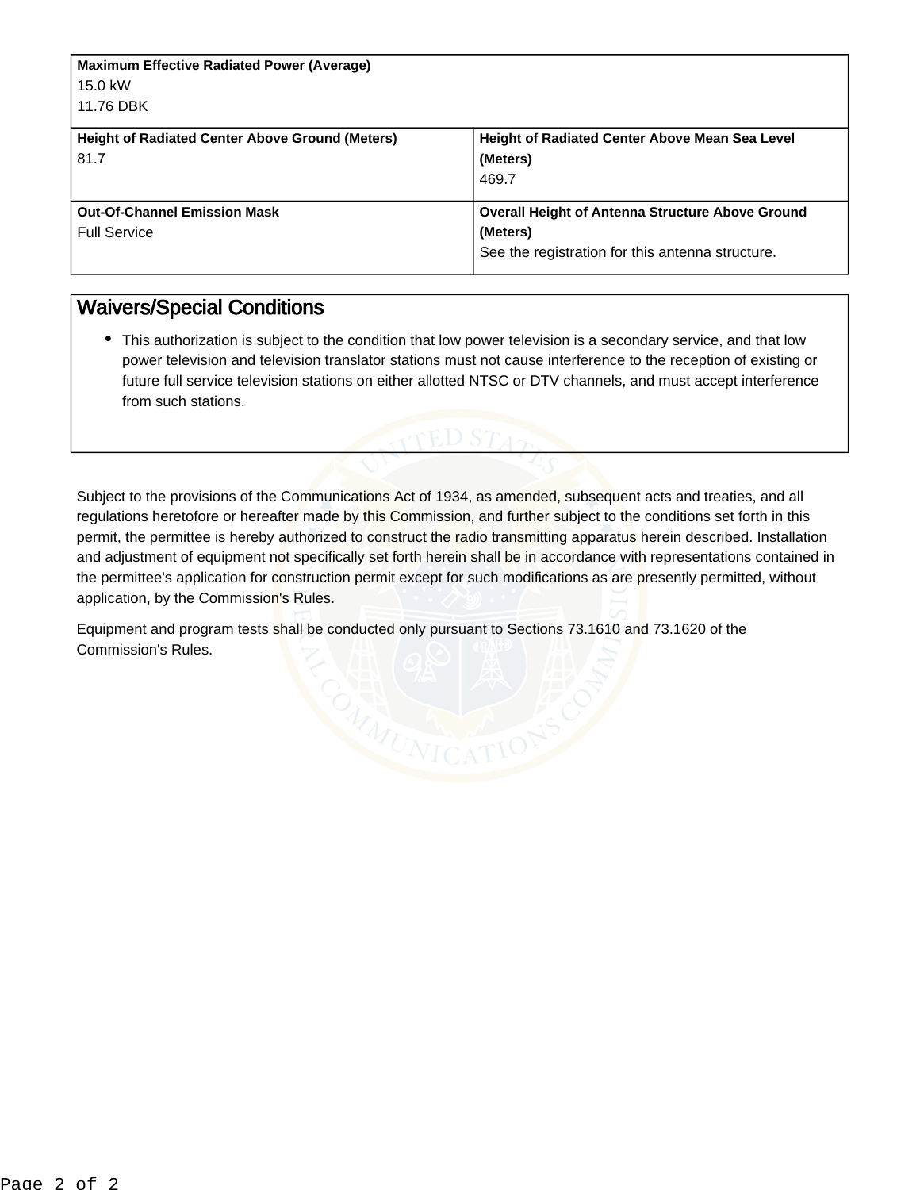| | |
|---|---|
| **Maximum Effective Radiated Power (Average)**<br>15.0 kW<br>11.76 DBK | |
| **Height of Radiated Center Above Ground (Meters)**<br>81.7 | **Height of Radiated Center Above Mean Sea Level (Meters)**<br>469.7 |
| **Out-Of-Channel Emission Mask**<br>Full Service | **Overall Height of Antenna Structure Above Ground (Meters)**<br>See the registration for this antenna structure. |

## Waivers/Special Conditions

- This authorization is subject to the condition that low power television is a secondary service, and that low power television and television translator stations must not cause interference to the reception of existing or future full service television stations on either allotted NTSC or DTV channels, and must accept interference from such stations.

Subject to the provisions of the Communications Act of 1934, as amended, subsequent acts and treaties, and all regulations heretofore or hereafter made by this Commission, and further subject to the conditions set forth in this permit, the permittee is hereby authorized to construct the radio transmitting apparatus herein described. Installation and adjustment of equipment not specifically set forth herein shall be in accordance with representations contained in the permittee's application for construction permit except for such modifications as are presently permitted, without application, by the Commission's Rules.

Equipment and program tests shall be conducted only pursuant to Sections 73.1610 and 73.1620 of the Commission's Rules.